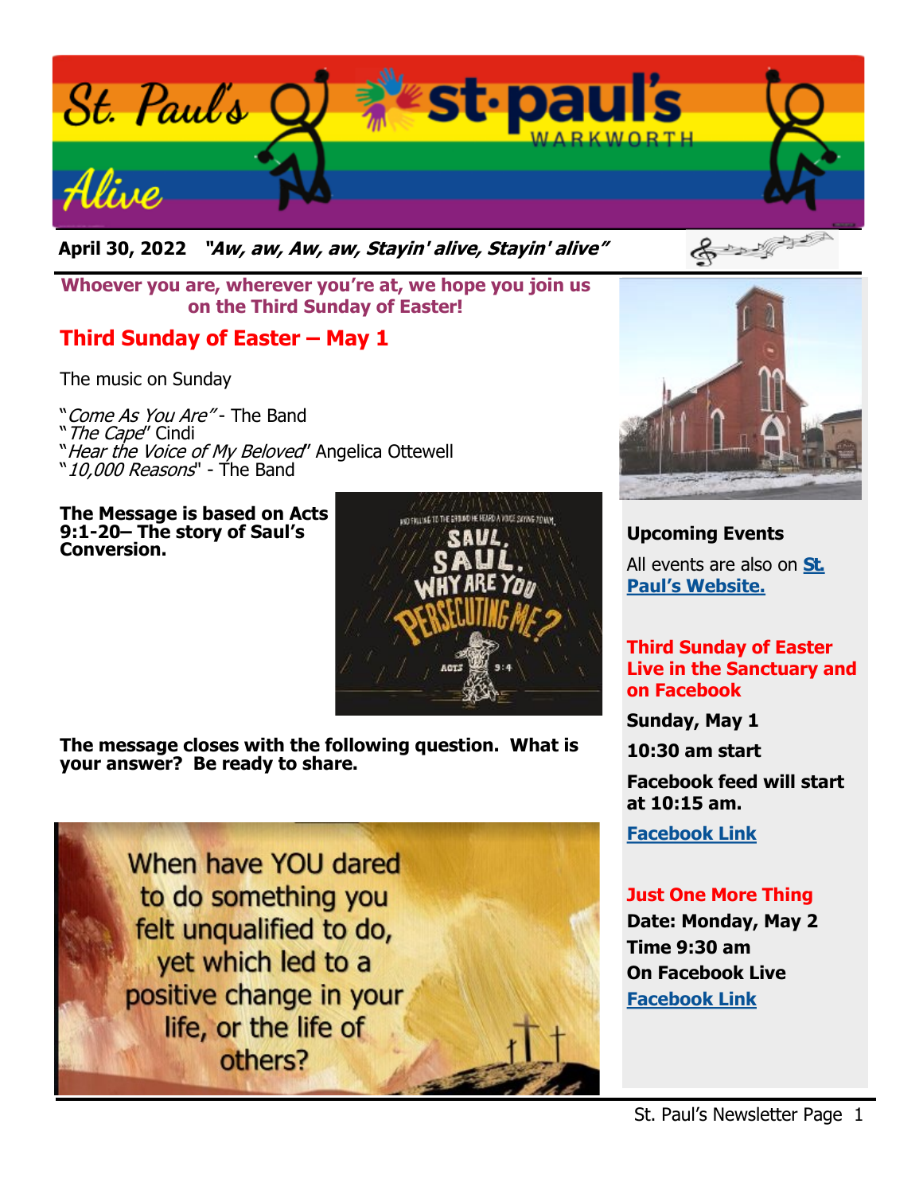# St. Paul's Alive

**April 30, 2022** ***"Aw, aw, Aw, aw, Stayin' alive, Stayin' alive"***

**Whoever you are, wherever you're at, we hope you join us on the Third Sunday of Easter!**

## Third Sunday of Easter – May 1

The music on Sunday

"*Come As You Are"* - The Band
"*The Cape*" Cindi
"*Hear the Voice of My Beloved*" Angelica Ottewell
"*10,000 Reasons*" - The Band

**The Message is based on Acts 9:1-20– The story of Saul's Conversion.**

**The message closes with the following question. What is your answer? Be ready to share.**

When have YOU dared to do something you felt unqualified to do, yet which led to a positive change in your life, or the life of others?

### Upcoming Events

All events are also on **St. Paul's Website.**

**Third Sunday of Easter Live in the Sanctuary and on Facebook**

**Sunday, May 1**

**10:30 am start**

**Facebook feed will start at 10:15 am.**

**Facebook Link**

**Just One More Thing**

**Date: Monday, May 2**

**Time 9:30 am**

**On Facebook Live**

**Facebook Link**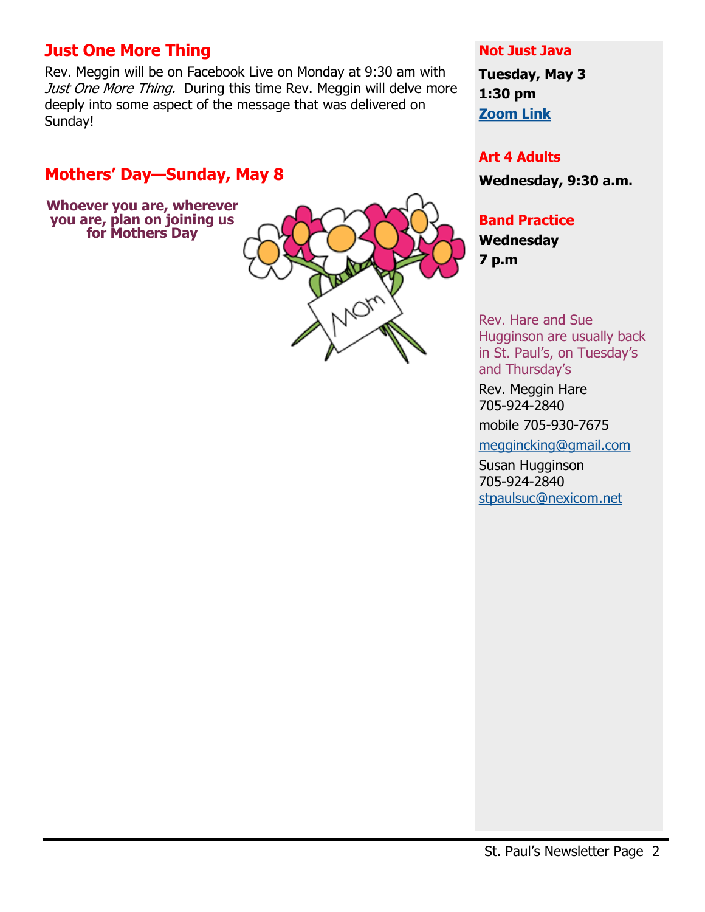## Just One More Thing

Rev. Meggin will be on Facebook Live on Monday at 9:30 am with *Just One More Thing.* During this time Rev. Meggin will delve more deeply into some aspect of the message that was delivered on Sunday!

## Mothers' Day—Sunday, May 8

**Whoever you are, wherever you are, plan on joining us for Mothers Day**

### Not Just Java

**Tuesday, May 3**
**1:30 pm**
**Zoom Link**

### Art 4 Adults

**Wednesday, 9:30 a.m.**

### Band Practice

**Wednesday**
**7 p.m**

Rev. Hare and Sue Hugginson are usually back in St. Paul's, on Tuesday's and Thursday's

Rev. Meggin Hare
705-924-2840
mobile 705-930-7675
meggincking@gmail.com

Susan Hugginson
705-924-2840
stpaulsuc@nexicom.net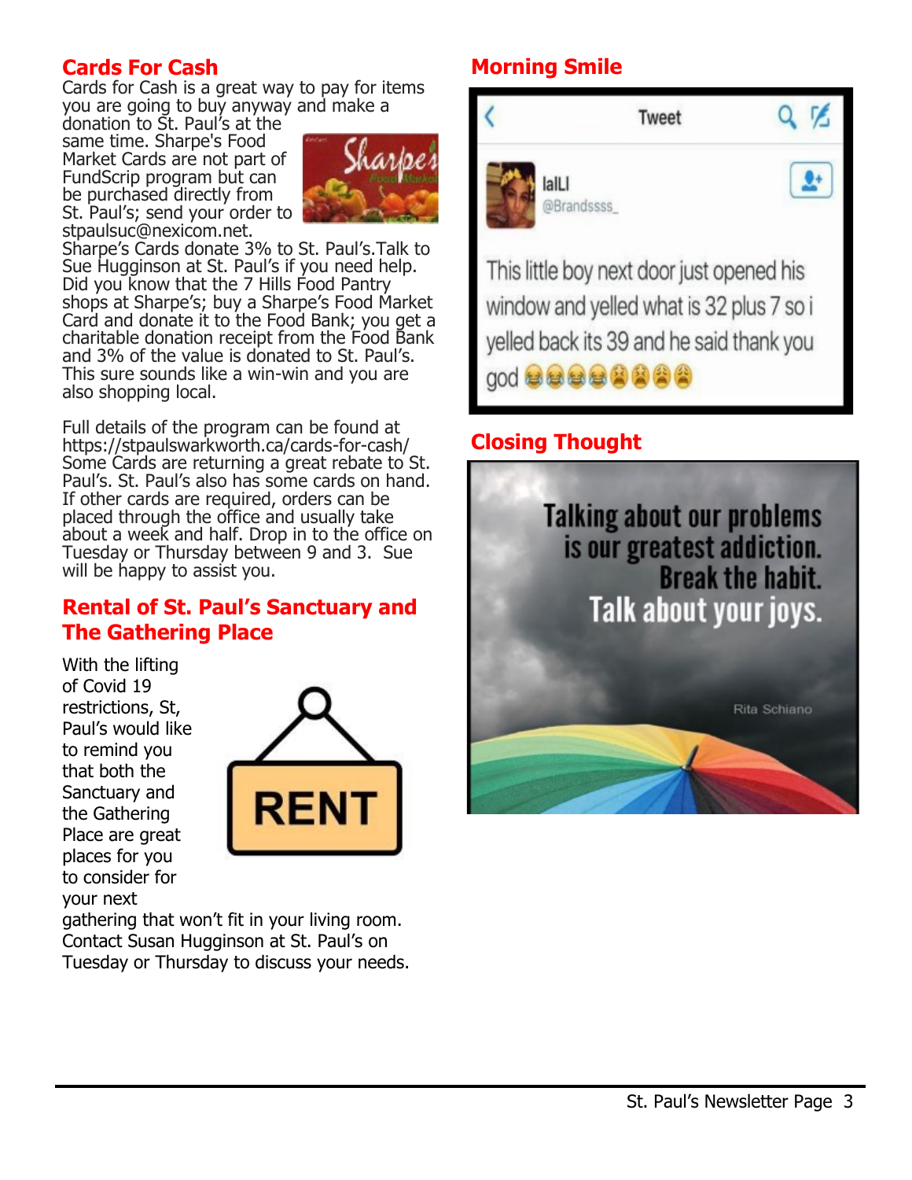## Cards For Cash

Cards for Cash is a great way to pay for items you are going to buy anyway and make a donation to St. Paul's at the same time. Sharpe's Food Market Cards are not part of FundScrip program but can be purchased directly from St. Paul's; send your order to stpaulsuc@nexicom.net. Sharpe's Cards donate 3% to St. Paul's.Talk to Sue Hugginson at St. Paul's if you need help. Did you know that the 7 Hills Food Pantry shops at Sharpe's; buy a Sharpe's Food Market Card and donate it to the Food Bank; you get a charitable donation receipt from the Food Bank and 3% of the value is donated to St. Paul's. This sure sounds like a win-win and you are also shopping local.

Full details of the program can be found at https://stpaulswarkworth.ca/cards-for-cash/ Some Cards are returning a great rebate to St. Paul's. St. Paul's also has some cards on hand. If other cards are required, orders can be placed through the office and usually take about a week and half. Drop in to the office on Tuesday or Thursday between 9 and 3. Sue will be happy to assist you.

## Rental of St. Paul's Sanctuary and The Gathering Place

With the lifting of Covid 19 restrictions, St, Paul's would like to remind you that both the Sanctuary and the Gathering Place are great places for you to consider for your next gathering that won't fit in your living room. Contact Susan Hugginson at St. Paul's on Tuesday or Thursday to discuss your needs.

## Morning Smile

Tweet

lalLl
@Brandssss_

This little boy next door just opened his window and yelled what is 32 plus 7 so i yelled back its 39 and he said thank you god 😂😂😂😂😫😫😫😫

## Closing Thought

Talking about our problems is our greatest addiction. Break the habit. Talk about your joys.

Rita Schiano